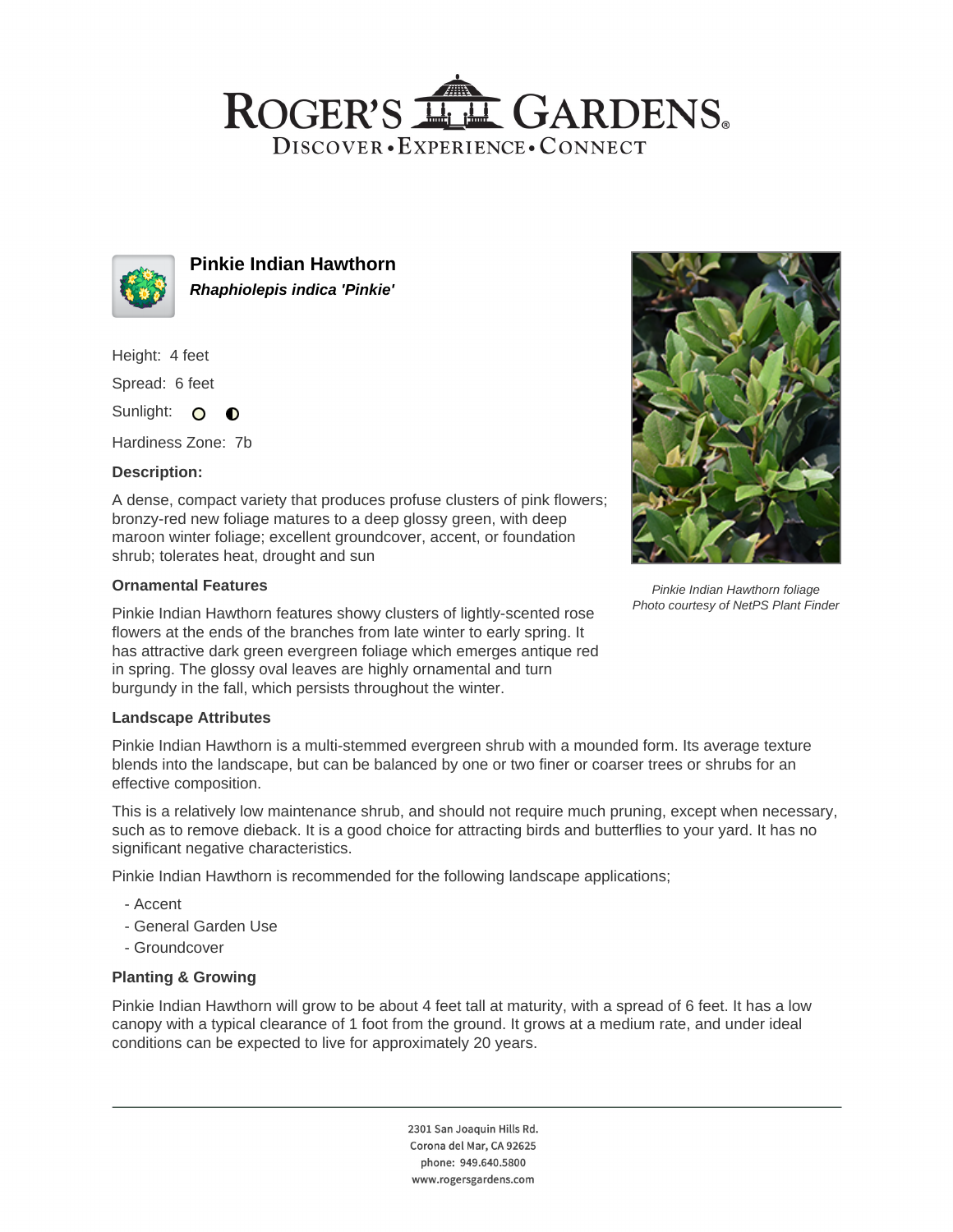# Roger's Gardens

Discover • Experience • Connect

## Pinkie Indian Hawthorn

***Rhaphiolepis indica 'Pinkie'***

Height: 4 feet

Spread: 6 feet

Sunlight:

Hardiness Zone: 7b

### Description:

A dense, compact variety that produces profuse clusters of pink flowers; bronzy-red new foliage matures to a deep glossy green, with deep maroon winter foliage; excellent groundcover, accent, or foundation shrub; tolerates heat, drought and sun

*Pinkie Indian Hawthorn foliage*
*Photo courtesy of NetPS Plant Finder*

### Ornamental Features

Pinkie Indian Hawthorn features showy clusters of lightly-scented rose flowers at the ends of the branches from late winter to early spring. It has attractive dark green evergreen foliage which emerges antique red in spring. The glossy oval leaves are highly ornamental and turn burgundy in the fall, which persists throughout the winter.

### Landscape Attributes

Pinkie Indian Hawthorn is a multi-stemmed evergreen shrub with a mounded form. Its average texture blends into the landscape, but can be balanced by one or two finer or coarser trees or shrubs for an effective composition.

This is a relatively low maintenance shrub, and should not require much pruning, except when necessary, such as to remove dieback. It is a good choice for attracting birds and butterflies to your yard. It has no significant negative characteristics.

Pinkie Indian Hawthorn is recommended for the following landscape applications;

- Accent
- General Garden Use
- Groundcover

### Planting & Growing

Pinkie Indian Hawthorn will grow to be about 4 feet tall at maturity, with a spread of 6 feet. It has a low canopy with a typical clearance of 1 foot from the ground. It grows at a medium rate, and under ideal conditions can be expected to live for approximately 20 years.

2301 San Joaquin Hills Rd.
Corona del Mar, CA 92625
phone: 949.640.5800
www.rogersgardens.com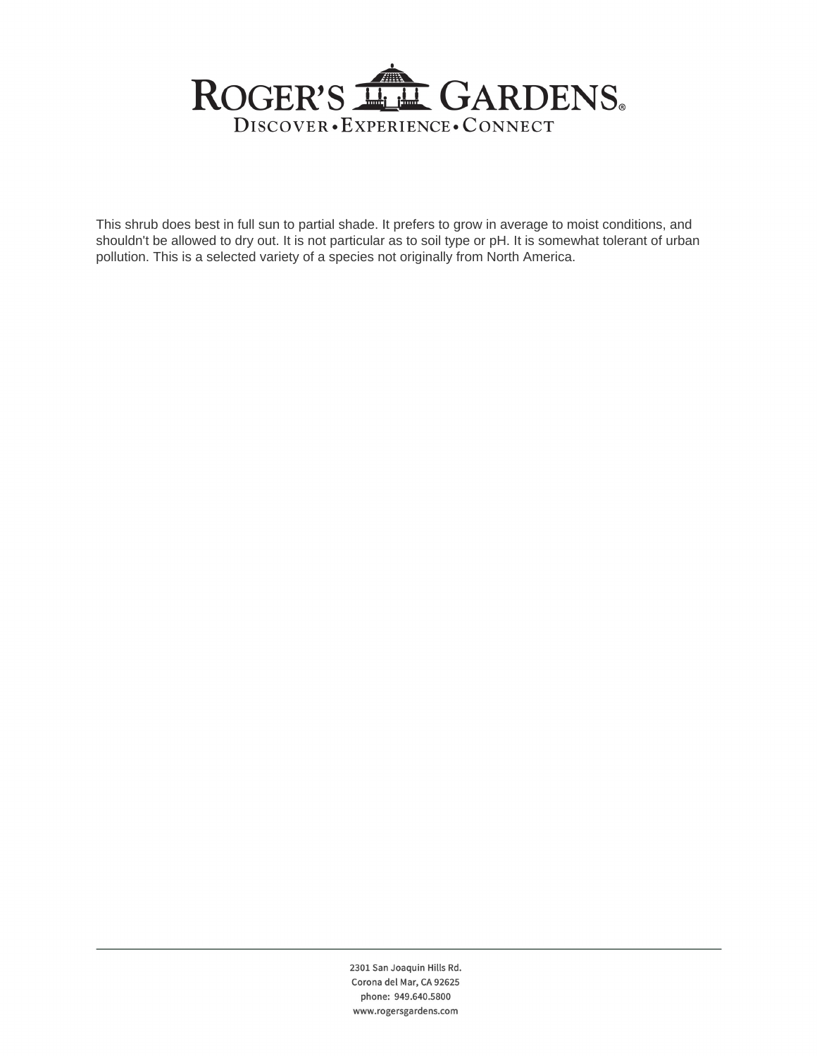This shrub does best in full sun to partial shade. It prefers to grow in average to moist conditions, and shouldn't be allowed to dry out. It is not particular as to soil type or pH. It is somewhat tolerant of urban pollution. This is a selected variety of a species not originally from North America.